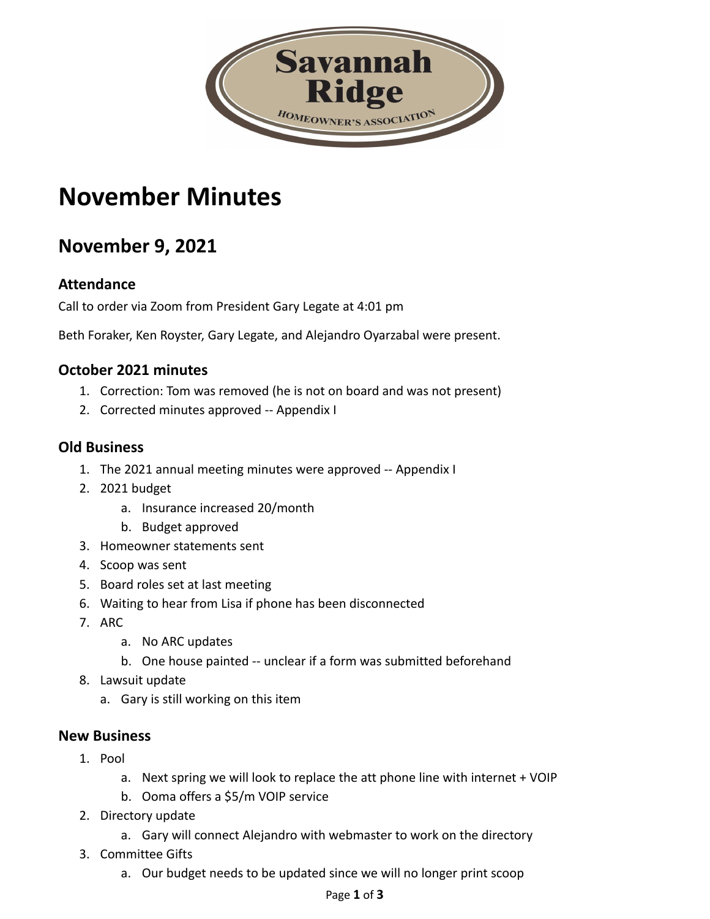Savannah Ridge

HOMEOWNER'S ASSOCIATION

# November Minutes

## November 9, 2021

### Attendance

Call to order via Zoom from President Gary Legate at 4:01 pm

Beth Foraker, Ken Royster, Gary Legate, and Alejandro Oyarzabal were present.

### October 2021 minutes

1. Correction: Tom was removed (he is not on board and was not present)
2. Corrected minutes approved -- Appendix I

### Old Business

1. The 2021 annual meeting minutes were approved -- Appendix I
2. 2021 budget
    a. Insurance increased 20/month
    b. Budget approved
3. Homeowner statements sent
4. Scoop was sent
5. Board roles set at last meeting
6. Waiting to hear from Lisa if phone has been disconnected
7. ARC
    a. No ARC updates
    b. One house painted -- unclear if a form was submitted beforehand
8. Lawsuit update
    a. Gary is still working on this item

### New Business

1. Pool
    a. Next spring we will look to replace the att phone line with internet + VOIP
    b. Ooma offers a $5/m VOIP service
2. Directory update
    a. Gary will connect Alejandro with webmaster to work on the directory
3. Committee Gifts
    a. Our budget needs to be updated since we will no longer print scoop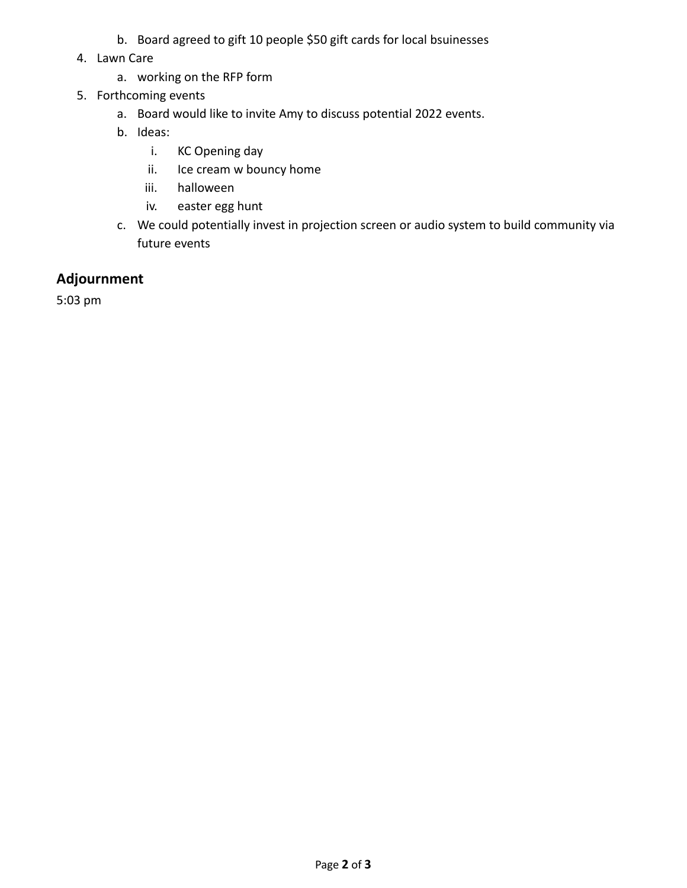b. Board agreed to gift 10 people $50 gift cards for local bsuinesses

4. Lawn Care
   a. working on the RFP form
5. Forthcoming events
   a. Board would like to invite Amy to discuss potential 2022 events.
   b. Ideas:
      i. KC Opening day
      ii. Ice cream w bouncy home
      iii. halloween
      iv. easter egg hunt
   c. We could potentially invest in projection screen or audio system to build community via future events

## Adjournment

5:03 pm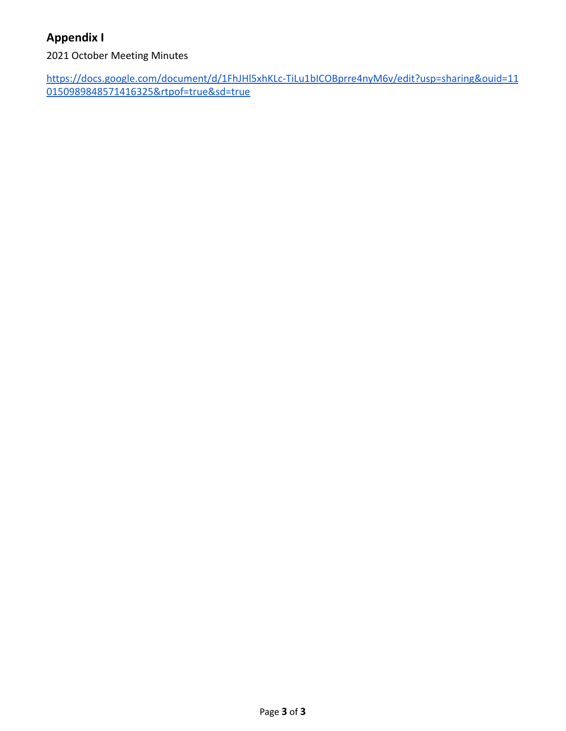## Appendix I

2021 October Meeting Minutes

https://docs.google.com/document/d/1FhJHl5xhKLc-TiLu1bICOBprre4nyM6v/edit?usp=sharing&ouid=110150989848571416325&rtpof=true&sd=true